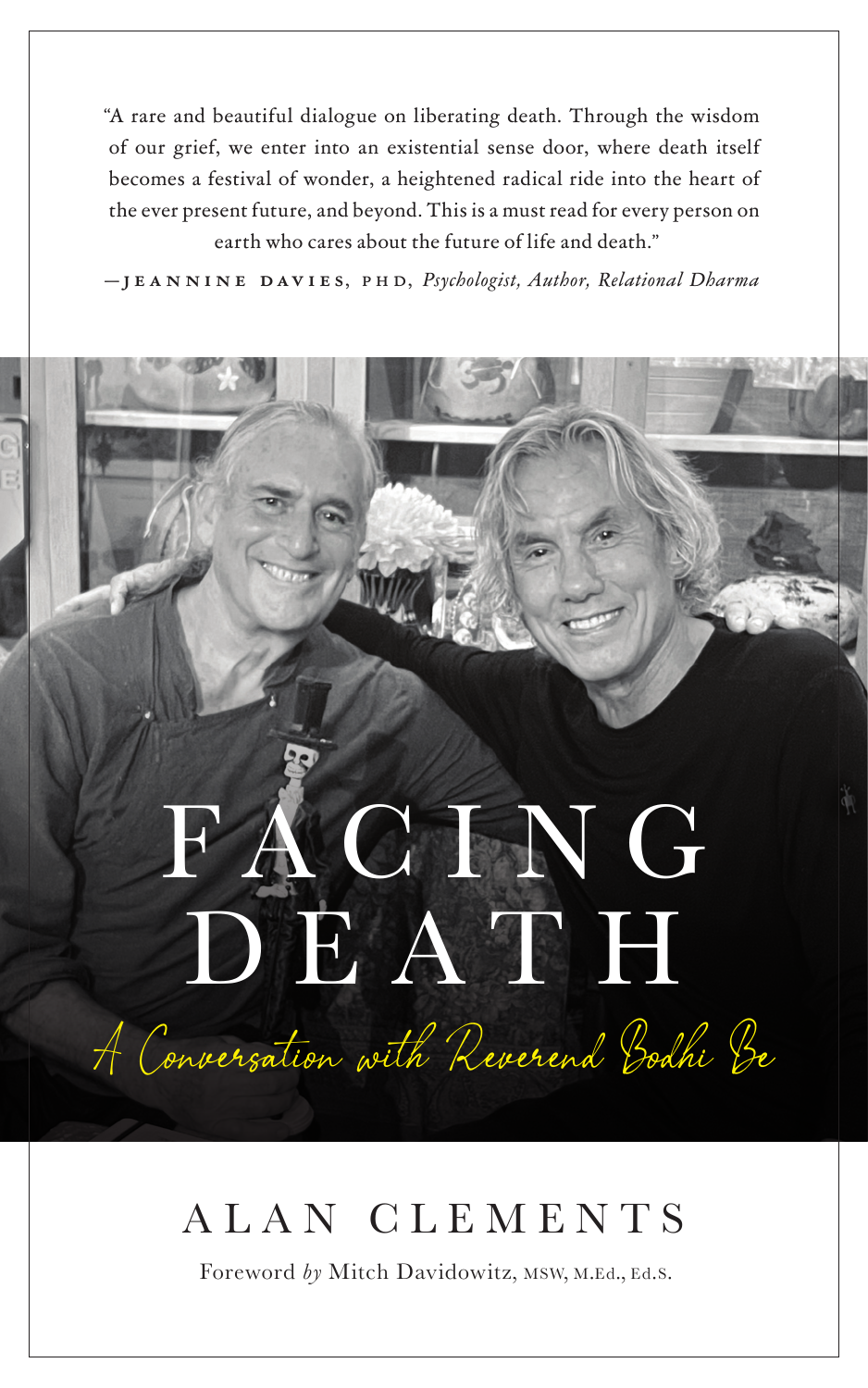"A rare and beautiful dialogue on liberating death. Through the wisdom of our grief, we enter into an existential sense door, where death itself becomes a festival of wonder, a heightened radical ride into the heart of the ever present future, and beyond. This is a must read for every person on earth who cares about the future of life and death."

—JEANNINE DAVIES, PHD, *Psychologist, Author, Relational Dharma*

# FACING DEATH

## *A Conversation with Reverend Bodhi Be*

ALAN CLEMENTS

Foreword *by* Mitch Davidowitz, MSW, M.Ed., Ed.S.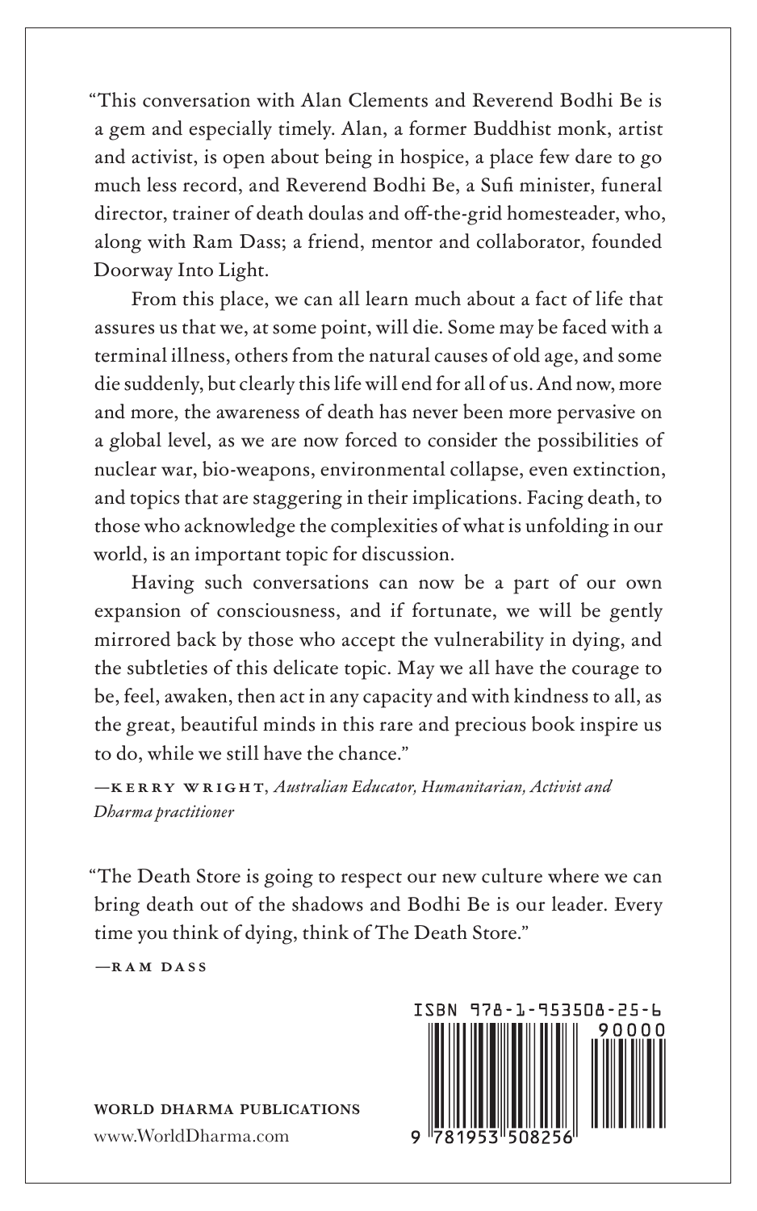"This conversation with Alan Clements and Reverend Bodhi Be is a gem and especially timely. Alan, a former Buddhist monk, artist and activist, is open about being in hospice, a place few dare to go much less record, and Reverend Bodhi Be, a Sufi minister, funeral director, trainer of death doulas and off-the-grid homesteader, who, along with Ram Dass; a friend, mentor and collaborator, founded Doorway Into Light.

From this place, we can all learn much about a fact of life that assures us that we, at some point, will die. Some may be faced with a terminal illness, others from the natural causes of old age, and some die suddenly, but clearly this life will end for all of us. And now, more and more, the awareness of death has never been more pervasive on a global level, as we are now forced to consider the possibilities of nuclear war, bio-weapons, environmental collapse, even extinction, and topics that are staggering in their implications. Facing death, to those who acknowledge the complexities of what is unfolding in our world, is an important topic for discussion.

Having such conversations can now be a part of our own expansion of consciousness, and if fortunate, we will be gently mirrored back by those who accept the vulnerability in dying, and the subtleties of this delicate topic. May we all have the courage to be, feel, awaken, then act in any capacity and with kindness to all, as the great, beautiful minds in this rare and precious book inspire us to do, while we still have the chance."

—KERRY WRIGHT, *Australian Educator, Humanitarian, Activist and Dharma practitioner*

"The Death Store is going to respect our new culture where we can bring death out of the shadows and Bodhi Be is our leader. Every time you think of dying, think of The Death Store."

—RAM DASS

ISBN 978-1-953508-25-6

90000

9 781953 508256

**WORLD DHARMA PUBLICATIONS**

www.WorldDharma.com